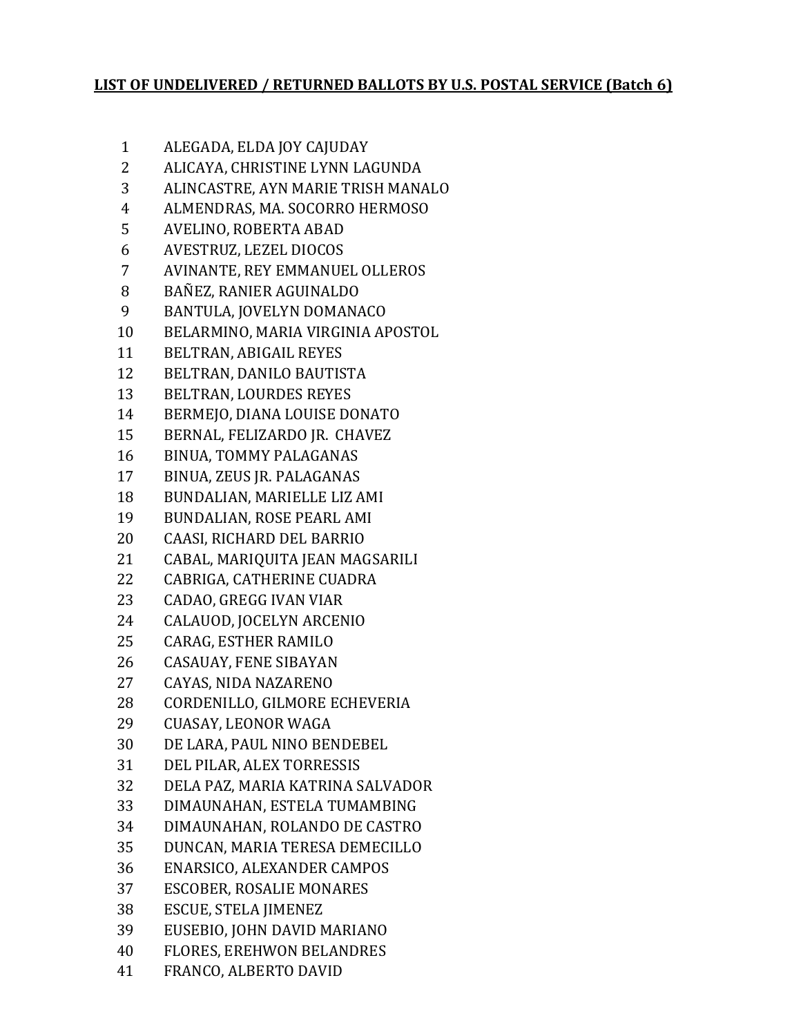**LIST OF UNDELIVERED / RETURNED BALLOTS BY U.S. POSTAL SERVICE (Batch 6)**

1 ALEGADA, ELDA JOY CAJUDAY
2 ALICAYA, CHRISTINE LYNN LAGUNDA
3 ALINCASTRE, AYN MARIE TRISH MANALO
4 ALMENDRAS, MA. SOCORRO HERMOSO
5 AVELINO, ROBERTA ABAD
6 AVESTRUZ, LEZEL DIOCOS
7 AVINANTE, REY EMMANUEL OLLEROS
8 BAÑEZ, RANIER AGUINALDO
9 BANTULA, JOVELYN DOMANACO
10 BELARMINO, MARIA VIRGINIA APOSTOL
11 BELTRAN, ABIGAIL REYES
12 BELTRAN, DANILO BAUTISTA
13 BELTRAN, LOURDES REYES
14 BERMEJO, DIANA LOUISE DONATO
15 BERNAL, FELIZARDO JR. CHAVEZ
16 BINUA, TOMMY PALAGANAS
17 BINUA, ZEUS JR. PALAGANAS
18 BUNDALIAN, MARIELLE LIZ AMI
19 BUNDALIAN, ROSE PEARL AMI
20 CAASI, RICHARD DEL BARRIO
21 CABAL, MARIQUITA JEAN MAGSARILI
22 CABRIGA, CATHERINE CUADRA
23 CADAO, GREGG IVAN VIAR
24 CALAUOD, JOCELYN ARCENIO
25 CARAG, ESTHER RAMILO
26 CASAUAY, FENE SIBAYAN
27 CAYAS, NIDA NAZARENO
28 CORDENILLO, GILMORE ECHEVERIA
29 CUASAY, LEONOR WAGA
30 DE LARA, PAUL NINO BENDEBEL
31 DEL PILAR, ALEX TORRESSIS
32 DELA PAZ, MARIA KATRINA SALVADOR
33 DIMAUNAHAN, ESTELA TUMAMBING
34 DIMAUNAHAN, ROLANDO DE CASTRO
35 DUNCAN, MARIA TERESA DEMECILLO
36 ENARSICO, ALEXANDER CAMPOS
37 ESCOBER, ROSALIE MONARES
38 ESCUE, STELA JIMENEZ
39 EUSEBIO, JOHN DAVID MARIANO
40 FLORES, EREHWON BELANDRES
41 FRANCO, ALBERTO DAVID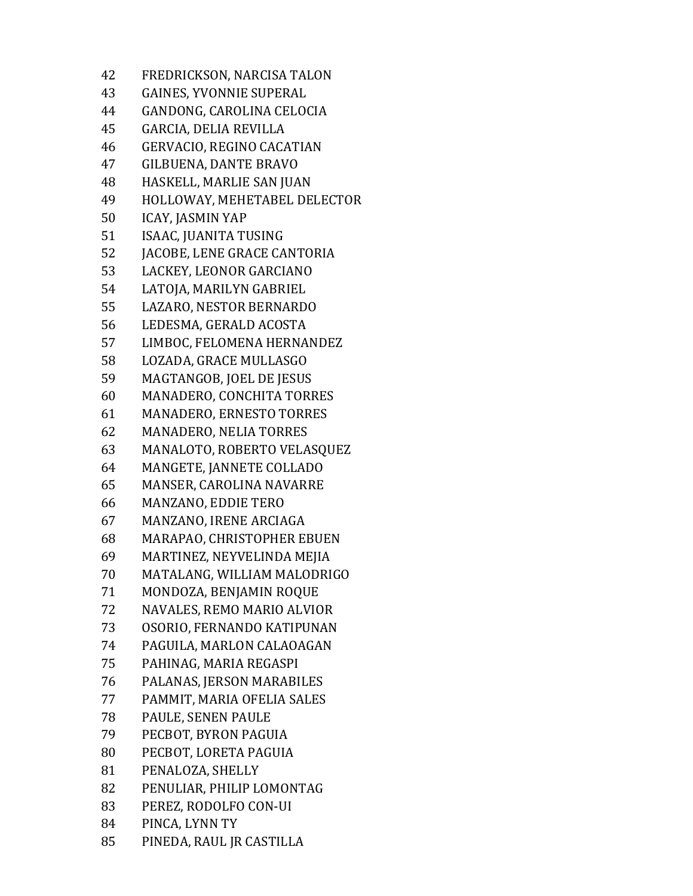42 FREDRICKSON, NARCISA TALON
43 GAINES, YVONNIE SUPERAL
44 GANDONG, CAROLINA CELOCIA
45 GARCIA, DELIA REVILLA
46 GERVACIO, REGINO CACATIAN
47 GILBUENA, DANTE BRAVO
48 HASKELL, MARLIE SAN JUAN
49 HOLLOWAY, MEHETABEL DELECTOR
50 ICAY, JASMIN YAP
51 ISAAC, JUANITA TUSING
52 JACOBE, LENE GRACE CANTORIA
53 LACKEY, LEONOR GARCIANO
54 LATOJA, MARILYN GABRIEL
55 LAZARO, NESTOR BERNARDO
56 LEDESMA, GERALD ACOSTA
57 LIMBOC, FELOMENA HERNANDEZ
58 LOZADA, GRACE MULLASGO
59 MAGTANGOB, JOEL DE JESUS
60 MANADERO, CONCHITA TORRES
61 MANADERO, ERNESTO TORRES
62 MANADERO, NELIA TORRES
63 MANALOTO, ROBERTO VELASQUEZ
64 MANGETE, JANNETE COLLADO
65 MANSER, CAROLINA NAVARRE
66 MANZANO, EDDIE TERO
67 MANZANO, IRENE ARCIAGA
68 MARAPAO, CHRISTOPHER EBUEN
69 MARTINEZ, NEYVELINDA MEJIA
70 MATALANG, WILLIAM MALODRIGO
71 MONDOZA, BENJAMIN ROQUE
72 NAVALES, REMO MARIO ALVIOR
73 OSORIO, FERNANDO KATIPUNAN
74 PAGUILA, MARLON CALAOAGAN
75 PAHINAG, MARIA REGASPI
76 PALANAS, JERSON MARABILES
77 PAMMIT, MARIA OFELIA SALES
78 PAULE, SENEN PAULE
79 PECBOT, BYRON PAGUIA
80 PECBOT, LORETA PAGUIA
81 PENALOZA, SHELLY
82 PENULIAR, PHILIP LOMONTAG
83 PEREZ, RODOLFO CON-UI
84 PINCA, LYNN TY
85 PINEDA, RAUL JR CASTILLA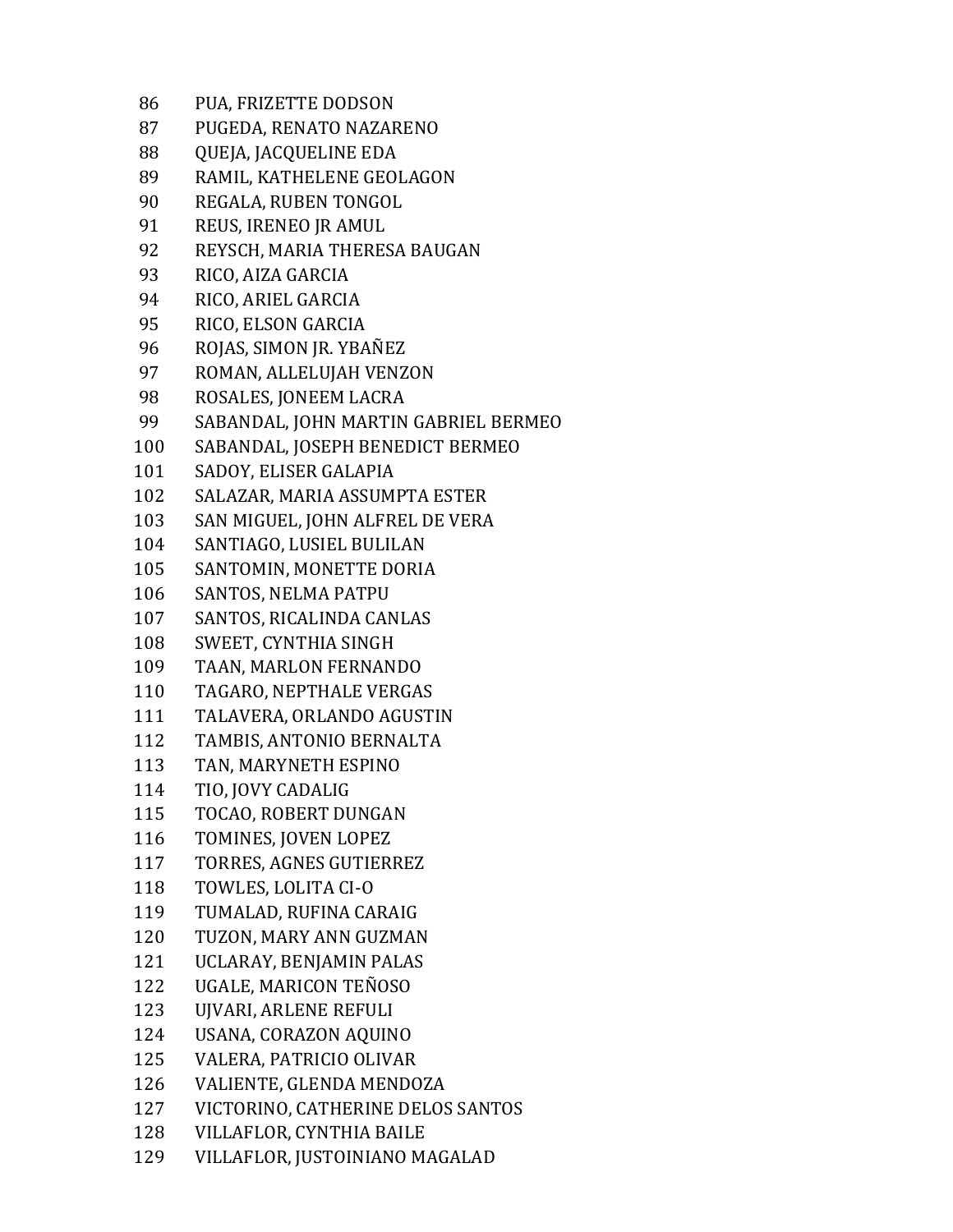86 PUA, FRIZETTE DODSON
87 PUGEDA, RENATO NAZARENO
88 QUEJA, JACQUELINE EDA
89 RAMIL, KATHELENE GEOLAGON
90 REGALA, RUBEN TONGOL
91 REUS, IRENEO JR AMUL
92 REYSCH, MARIA THERESA BAUGAN
93 RICO, AIZA GARCIA
94 RICO, ARIEL GARCIA
95 RICO, ELSON GARCIA
96 ROJAS, SIMON JR. YBAÑEZ
97 ROMAN, ALLELUJAH VENZON
98 ROSALES, JONEEM LACRA
99 SABANDAL, JOHN MARTIN GABRIEL BERMEO
100 SABANDAL, JOSEPH BENEDICT BERMEO
101 SADOY, ELISER GALAPIA
102 SALAZAR, MARIA ASSUMPTA ESTER
103 SAN MIGUEL, JOHN ALFREL DE VERA
104 SANTIAGO, LUSIEL BULILAN
105 SANTOMIN, MONETTE DORIA
106 SANTOS, NELMA PATPU
107 SANTOS, RICALINDA CANLAS
108 SWEET, CYNTHIA SINGH
109 TAAN, MARLON FERNANDO
110 TAGARO, NEPTHALE VERGAS
111 TALAVERA, ORLANDO AGUSTIN
112 TAMBIS, ANTONIO BERNALTA
113 TAN, MARYNETH ESPINO
114 TIO, JOVY CADALIG
115 TOCAO, ROBERT DUNGAN
116 TOMINES, JOVEN LOPEZ
117 TORRES, AGNES GUTIERREZ
118 TOWLES, LOLITA CI-O
119 TUMALAD, RUFINA CARAIG
120 TUZON, MARY ANN GUZMAN
121 UCLARAY, BENJAMIN PALAS
122 UGALE, MARICON TEÑOSO
123 UJVARI, ARLENE REFULI
124 USANA, CORAZON AQUINO
125 VALERA, PATRICIO OLIVAR
126 VALIENTE, GLENDA MENDOZA
127 VICTORINO, CATHERINE DELOS SANTOS
128 VILLAFLOR, CYNTHIA BAILE
129 VILLAFLOR, JUSTOINIANO MAGALAD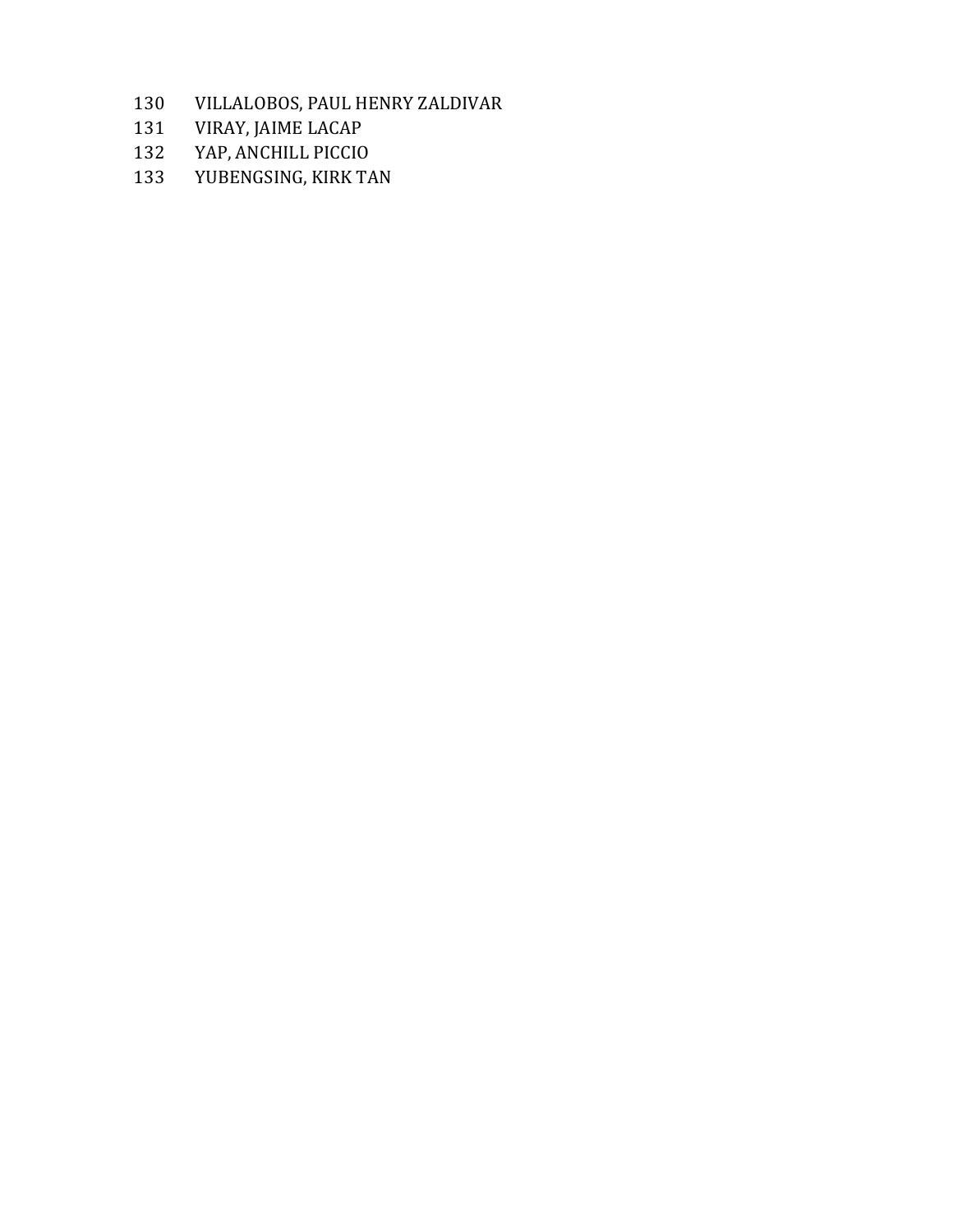| | |
|---|---|
| 130 | VILLALOBOS, PAUL HENRY ZALDIVAR |
| 131 | VIRAY, JAIME LACAP |
| 132 | YAP, ANCHILL PICCIO |
| 133 | YUBENGSING, KIRK TAN |